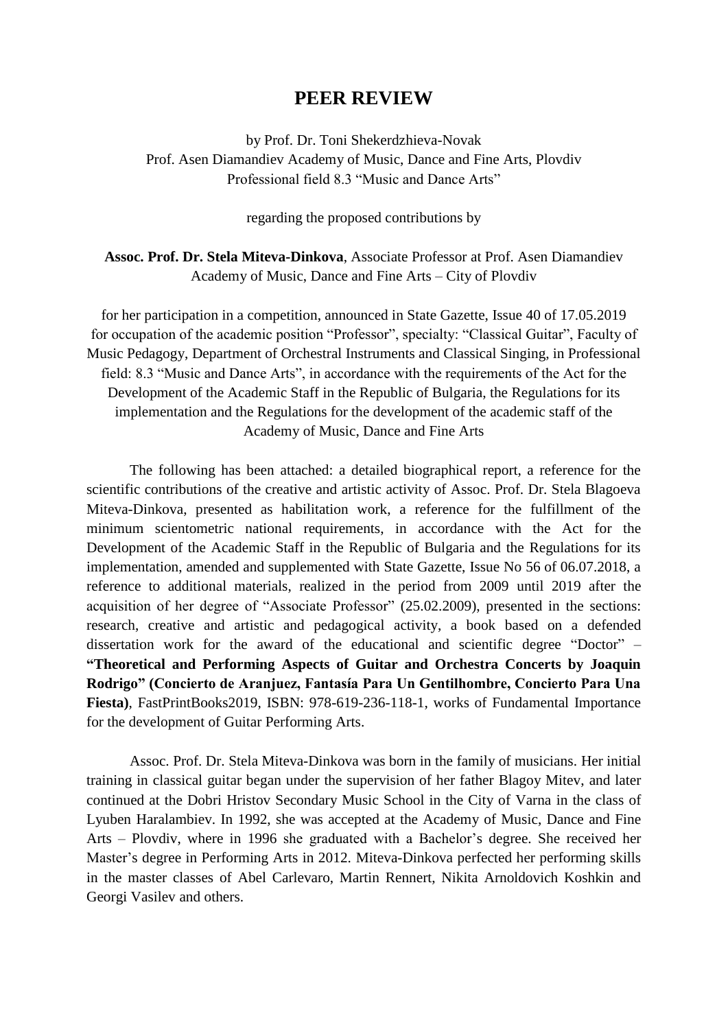# PEER REVIEW

by Prof. Dr. Toni Shekerdzhieva-Novak
Prof. Asen Diamandiev Academy of Music, Dance and Fine Arts, Plovdiv
Professional field 8.3 "Music and Dance Arts"

regarding the proposed contributions by

**Assoc. Prof. Dr. Stela Miteva-Dinkova**, Associate Professor at Prof. Asen Diamandiev Academy of Music, Dance and Fine Arts – City of Plovdiv

for her participation in a competition, announced in State Gazette, Issue 40 of 17.05.2019 for occupation of the academic position "Professor", specialty: "Classical Guitar", Faculty of Music Pedagogy, Department of Orchestral Instruments and Classical Singing, in Professional field: 8.3 "Music and Dance Arts", in accordance with the requirements of the Act for the Development of the Academic Staff in the Republic of Bulgaria, the Regulations for its implementation and the Regulations for the development of the academic staff of the Academy of Music, Dance and Fine Arts

The following has been attached: a detailed biographical report, a reference for the scientific contributions of the creative and artistic activity of Assoc. Prof. Dr. Stela Blagoeva Miteva-Dinkova, presented as habilitation work, a reference for the fulfillment of the minimum scientometric national requirements, in accordance with the Act for the Development of the Academic Staff in the Republic of Bulgaria and the Regulations for its implementation, amended and supplemented with State Gazette, Issue No 56 of 06.07.2018, a reference to additional materials, realized in the period from 2009 until 2019 after the acquisition of her degree of "Associate Professor" (25.02.2009), presented in the sections: research, creative and artistic and pedagogical activity, a book based on a defended dissertation work for the award of the educational and scientific degree "Doctor" – **"Theoretical and Performing Aspects of Guitar and Orchestra Concerts by Joaquin Rodrigo" (Concierto de Aranjuez, Fantasía Para Un Gentilhombre, Concierto Para Una Fiesta)**, FastPrintBooks2019, ISBN: 978-619-236-118-1, works of Fundamental Importance for the development of Guitar Performing Arts.

Assoc. Prof. Dr. Stela Miteva-Dinkova was born in the family of musicians. Her initial training in classical guitar began under the supervision of her father Blagoy Mitev, and later continued at the Dobri Hristov Secondary Music School in the City of Varna in the class of Lyuben Haralambiev. In 1992, she was accepted at the Academy of Music, Dance and Fine Arts – Plovdiv, where in 1996 she graduated with a Bachelor's degree. She received her Master's degree in Performing Arts in 2012. Miteva-Dinkova perfected her performing skills in the master classes of Abel Carlevaro, Martin Rennert, Nikita Arnoldovich Koshkin and Georgi Vasilev and others.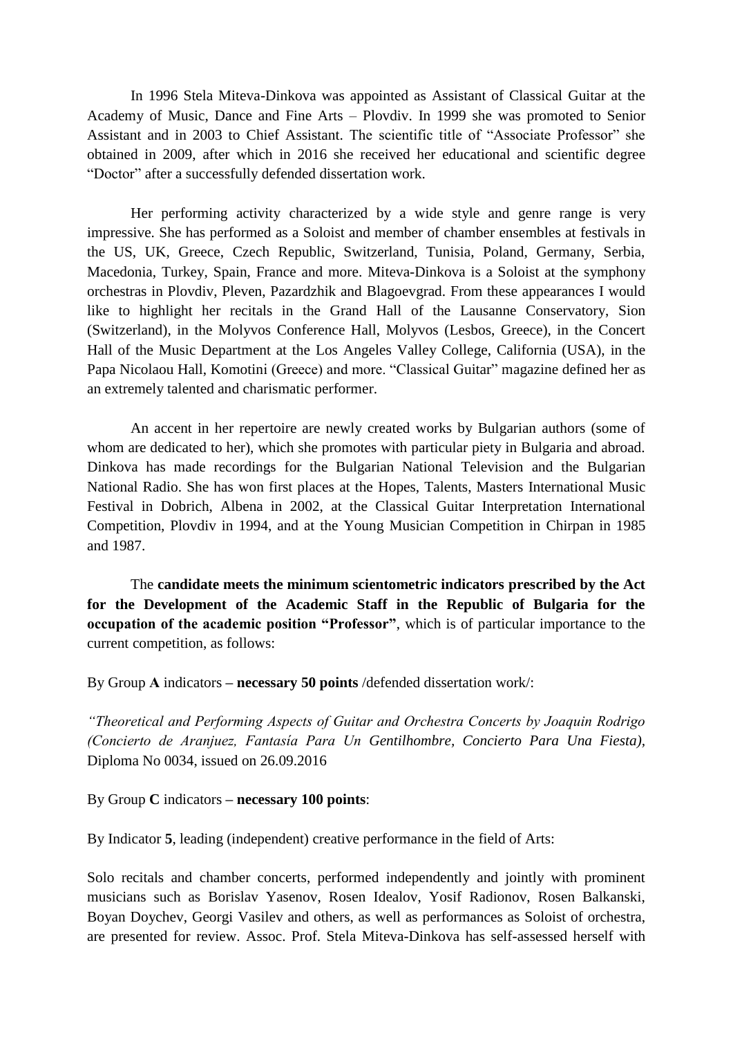In 1996 Stela Miteva-Dinkova was appointed as Assistant of Classical Guitar at the Academy of Music, Dance and Fine Arts – Plovdiv. In 1999 she was promoted to Senior Assistant and in 2003 to Chief Assistant. The scientific title of "Associate Professor" she obtained in 2009, after which in 2016 she received her educational and scientific degree "Doctor" after a successfully defended dissertation work.

Her performing activity characterized by a wide style and genre range is very impressive. She has performed as a Soloist and member of chamber ensembles at festivals in the US, UK, Greece, Czech Republic, Switzerland, Tunisia, Poland, Germany, Serbia, Macedonia, Turkey, Spain, France and more. Miteva-Dinkova is a Soloist at the symphony orchestras in Plovdiv, Pleven, Pazardzhik and Blagoevgrad. From these appearances I would like to highlight her recitals in the Grand Hall of the Lausanne Conservatory, Sion (Switzerland), in the Molyvos Conference Hall, Molyvos (Lesbos, Greece), in the Concert Hall of the Music Department at the Los Angeles Valley College, California (USA), in the Papa Nicolaou Hall, Komotini (Greece) and more. "Classical Guitar" magazine defined her as an extremely talented and charismatic performer.

An accent in her repertoire are newly created works by Bulgarian authors (some of whom are dedicated to her), which she promotes with particular piety in Bulgaria and abroad. Dinkova has made recordings for the Bulgarian National Television and the Bulgarian National Radio. She has won first places at the Hopes, Talents, Masters International Music Festival in Dobrich, Albena in 2002, at the Classical Guitar Interpretation International Competition, Plovdiv in 1994, and at the Young Musician Competition in Chirpan in 1985 and 1987.

The **candidate meets the minimum scientometric indicators prescribed by the Act for the Development of the Academic Staff in the Republic of Bulgaria for the occupation of the academic position "Professor"**, which is of particular importance to the current competition, as follows:

By Group **A** indicators **– necessary 50 points** /defended dissertation work/:

*"Theoretical and Performing Aspects of Guitar and Orchestra Concerts by Joaquin Rodrigo (Concierto de Aranjuez, Fantasía Para Un Gentilhombre, Concierto Para Una Fiesta)*, Diploma No 0034, issued on 26.09.2016

By Group **C** indicators **– necessary 100 points**:

By Indicator **5**, leading (independent) creative performance in the field of Arts:

Solo recitals and chamber concerts, performed independently and jointly with prominent musicians such as Borislav Yasenov, Rosen Idealov, Yosif Radionov, Rosen Balkanski, Boyan Doychev, Georgi Vasilev and others, as well as performances as Soloist of orchestra, are presented for review. Assoc. Prof. Stela Miteva-Dinkova has self-assessed herself with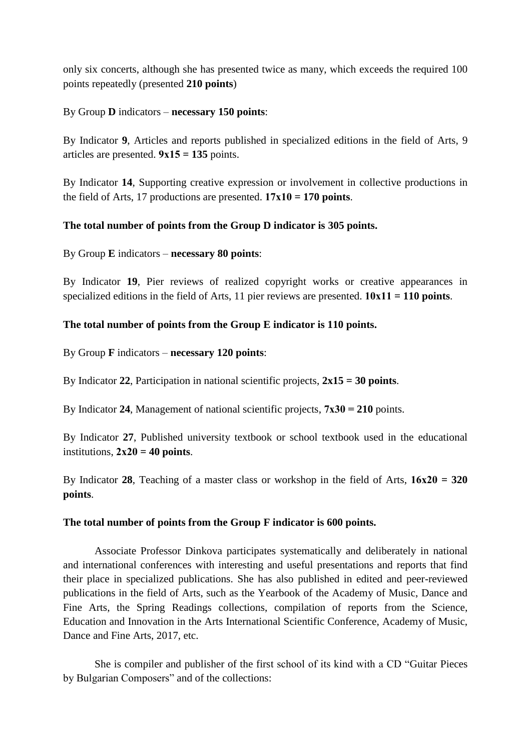only six concerts, although she has presented twice as many, which exceeds the required 100 points repeatedly (presented **210 points**)

By Group **D** indicators – **necessary 150 points**:

By Indicator **9**, Articles and reports published in specialized editions in the field of Arts, 9 articles are presented. **9x15 = 135** points.

By Indicator **14**, Supporting creative expression or involvement in collective productions in the field of Arts, 17 productions are presented. **17x10 = 170 points**.

**The total number of points from the Group D indicator is 305 points.**

By Group **E** indicators – **necessary 80 points**:

By Indicator **19**, Pier reviews of realized copyright works or creative appearances in specialized editions in the field of Arts, 11 pier reviews are presented. **10x11 = 110 points**.

**The total number of points from the Group E indicator is 110 points.**

By Group **F** indicators – **necessary 120 points**:

By Indicator **22**, Participation in national scientific projects, **2x15 = 30 points**.

By Indicator **24**, Management of national scientific projects, **7x30 = 210** points.

By Indicator **27**, Published university textbook or school textbook used in the educational institutions, **2x20 = 40 points**.

By Indicator **28**, Teaching of a master class or workshop in the field of Arts, **16x20 = 320 points**.

**The total number of points from the Group F indicator is 600 points.**

Associate Professor Dinkova participates systematically and deliberately in national and international conferences with interesting and useful presentations and reports that find their place in specialized publications. She has also published in edited and peer-reviewed publications in the field of Arts, such as the Yearbook of the Academy of Music, Dance and Fine Arts, the Spring Readings collections, compilation of reports from the Science, Education and Innovation in the Arts International Scientific Conference, Academy of Music, Dance and Fine Arts, 2017, etc.

She is compiler and publisher of the first school of its kind with a CD "Guitar Pieces by Bulgarian Composers" and of the collections: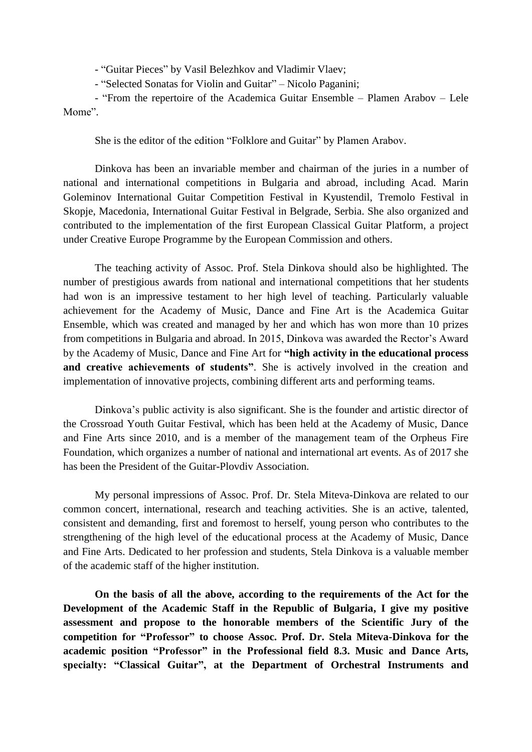- "Guitar Pieces" by Vasil Belezhkov and Vladimir Vlaev;

- "Selected Sonatas for Violin and Guitar" – Nicolo Paganini;

- "From the repertoire of the Academica Guitar Ensemble – Plamen Arabov – Lele Mome".

She is the editor of the edition "Folklore and Guitar" by Plamen Arabov.

Dinkova has been an invariable member and chairman of the juries in a number of national and international competitions in Bulgaria and abroad, including Acad. Marin Goleminov International Guitar Competition Festival in Kyustendil, Tremolo Festival in Skopje, Macedonia, International Guitar Festival in Belgrade, Serbia. She also organized and contributed to the implementation of the first European Classical Guitar Platform, a project under Creative Europe Programme by the European Commission and others.

The teaching activity of Assoc. Prof. Stela Dinkova should also be highlighted. The number of prestigious awards from national and international competitions that her students had won is an impressive testament to her high level of teaching. Particularly valuable achievement for the Academy of Music, Dance and Fine Art is the Academica Guitar Ensemble, which was created and managed by her and which has won more than 10 prizes from competitions in Bulgaria and abroad. In 2015, Dinkova was awarded the Rector's Award by the Academy of Music, Dance and Fine Art for **"high activity in the educational process and creative achievements of students"**. She is actively involved in the creation and implementation of innovative projects, combining different arts and performing teams.

Dinkova's public activity is also significant. She is the founder and artistic director of the Crossroad Youth Guitar Festival, which has been held at the Academy of Music, Dance and Fine Arts since 2010, and is a member of the management team of the Orpheus Fire Foundation, which organizes a number of national and international art events. As of 2017 she has been the President of the Guitar-Plovdiv Association.

My personal impressions of Assoc. Prof. Dr. Stela Miteva-Dinkova are related to our common concert, international, research and teaching activities. She is an active, talented, consistent and demanding, first and foremost to herself, young person who contributes to the strengthening of the high level of the educational process at the Academy of Music, Dance and Fine Arts. Dedicated to her profession and students, Stela Dinkova is a valuable member of the academic staff of the higher institution.

**On the basis of all the above, according to the requirements of the Act for the Development of the Academic Staff in the Republic of Bulgaria, I give my positive assessment and propose to the honorable members of the Scientific Jury of the competition for "Professor" to choose Assoc. Prof. Dr. Stela Miteva-Dinkova for the academic position "Professor" in the Professional field 8.3. Music and Dance Arts, specialty: "Classical Guitar", at the Department of Orchestral Instruments and**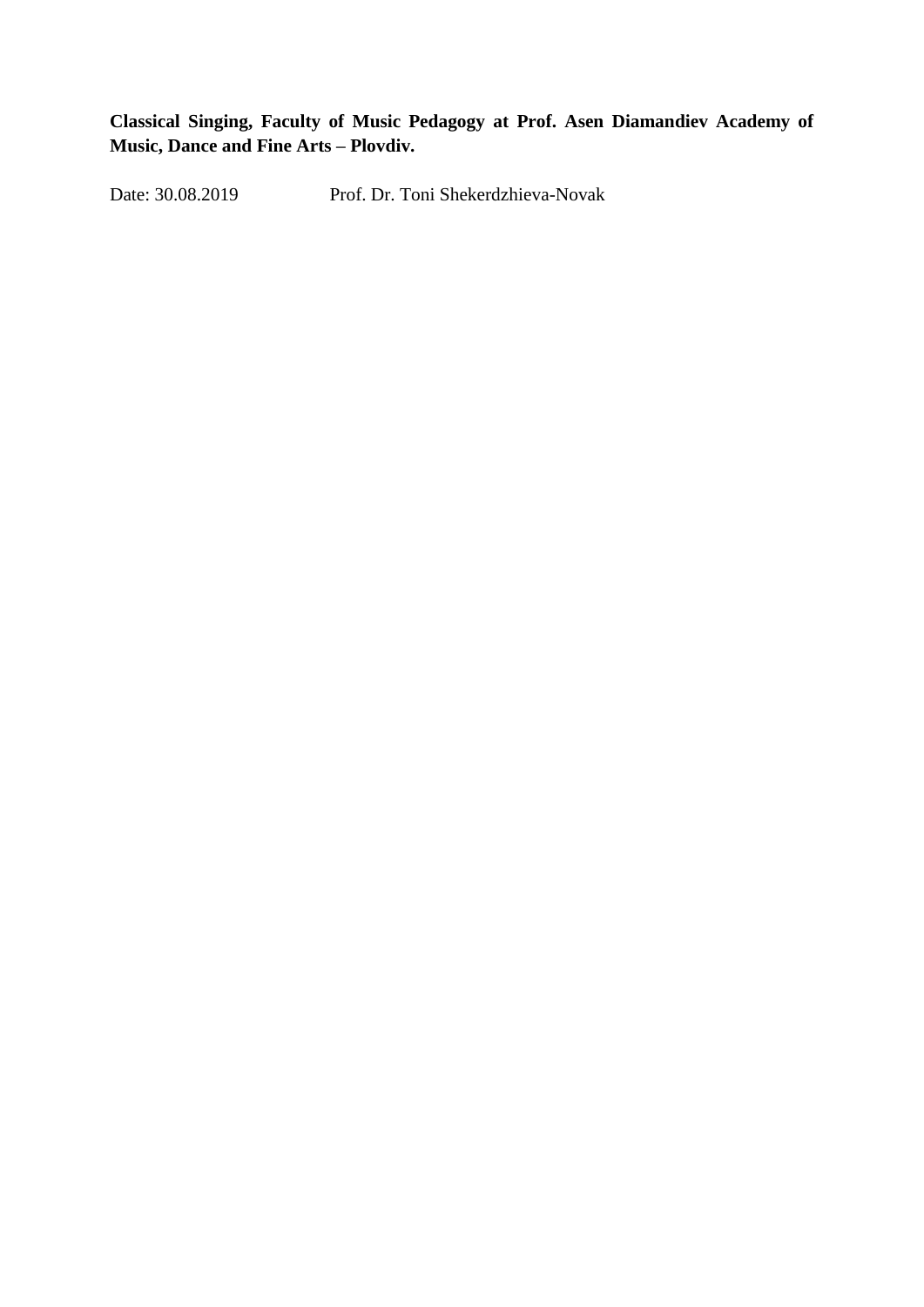**Classical Singing, Faculty of Music Pedagogy at Prof. Asen Diamandiev Academy of Music, Dance and Fine Arts – Plovdiv.**

Date: 30.08.2019 Prof. Dr. Toni Shekerdzhieva-Novak